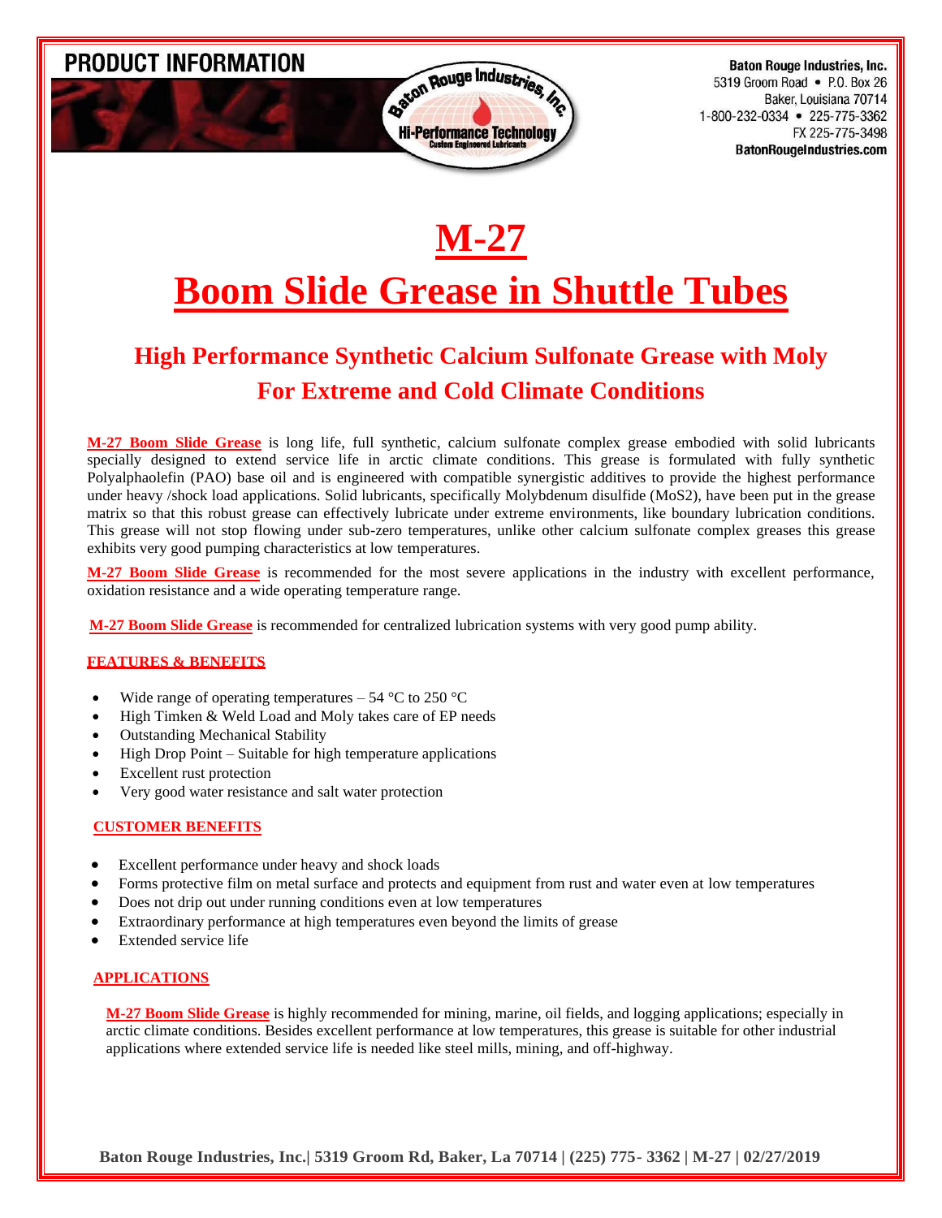PRODUCT INFORMATION

**Baton Rouge Industries, Inc.**
5319 Groom Road • P.O. Box 26
Baker, Louisiana 70714
1-800-232-0334 • 225-775-3362
FX 225-775-3498
**BatonRougeIndustries.com**

# M-27

# Boom Slide Grease in Shuttle Tubes

## High Performance Synthetic Calcium Sulfonate Grease with Moly For Extreme and Cold Climate Conditions

**M-27 Boom Slide Grease** is long life, full synthetic, calcium sulfonate complex grease embodied with solid lubricants specially designed to extend service life in arctic climate conditions. This grease is formulated with fully synthetic Polyalphaolefin (PAO) base oil and is engineered with compatible synergistic additives to provide the highest performance under heavy /shock load applications. Solid lubricants, specifically Molybdenum disulfide (MoS2), have been put in the grease matrix so that this robust grease can effectively lubricate under extreme environments, like boundary lubrication conditions. This grease will not stop flowing under sub-zero temperatures, unlike other calcium sulfonate complex greases this grease exhibits very good pumping characteristics at low temperatures.

**M-27 Boom Slide Grease** is recommended for the most severe applications in the industry with excellent performance, oxidation resistance and a wide operating temperature range.

**M-27 Boom Slide Grease** is recommended for centralized lubrication systems with very good pump ability.

### FEATURES & BENEFITS

- Wide range of operating temperatures – 54 °C to 250 °C
- High Timken & Weld Load and Moly takes care of EP needs
- Outstanding Mechanical Stability
- High Drop Point – Suitable for high temperature applications
- Excellent rust protection
- Very good water resistance and salt water protection

### CUSTOMER BENEFITS

- Excellent performance under heavy and shock loads
- Forms protective film on metal surface and protects and equipment from rust and water even at low temperatures
- Does not drip out under running conditions even at low temperatures
- Extraordinary performance at high temperatures even beyond the limits of grease
- Extended service life

### APPLICATIONS

**M-27 Boom Slide Grease** is highly recommended for mining, marine, oil fields, and logging applications; especially in arctic climate conditions. Besides excellent performance at low temperatures, this grease is suitable for other industrial applications where extended service life is needed like steel mills, mining, and off-highway.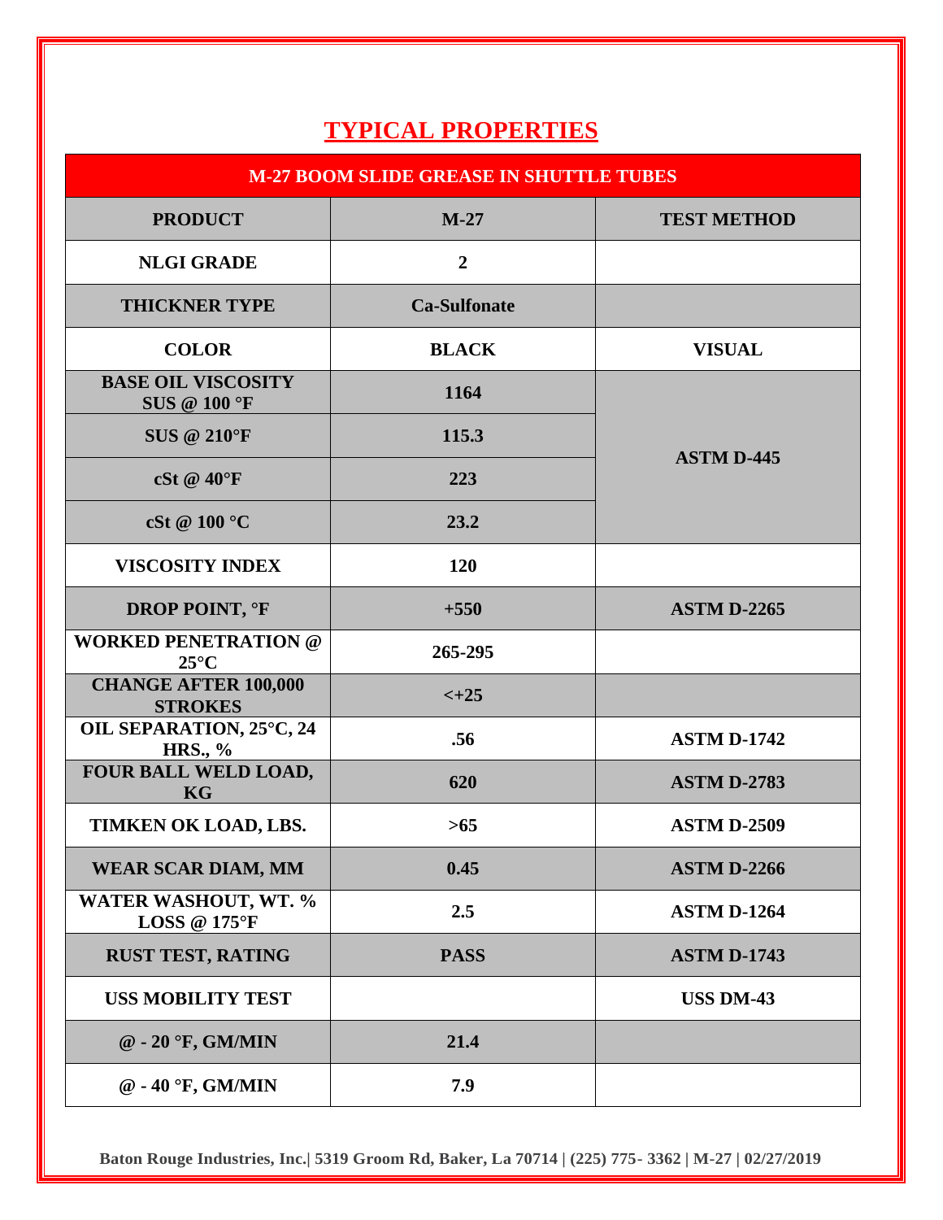# TYPICAL PROPERTIES

| M-27 BOOM SLIDE GREASE IN SHUTTLE TUBES | | |
|---|---|---|
| **PRODUCT** | **M-27** | **TEST METHOD** |
| **NLGI GRADE** | **2** | |
| **THICKNER TYPE** | **Ca-Sulfonate** | |
| **COLOR** | **BLACK** | **VISUAL** |
| **BASE OIL VISCOSITY SUS @ 100 °F** | **1164** | **ASTM D-445** |
| **SUS @ 210°F** | **115.3** | |
| **cSt @ 40°F** | **223** | |
| **cSt @ 100 °C** | **23.2** | |
| **VISCOSITY INDEX** | **120** | |
| **DROP POINT, °F** | **+550** | **ASTM D-2265** |
| **WORKED PENETRATION @ 25°C** | **265-295** | |
| **CHANGE AFTER 100,000 STROKES** | **<+25** | |
| **OIL SEPARATION, 25°C, 24 HRS., %** | **.56** | **ASTM D-1742** |
| **FOUR BALL WELD LOAD, KG** | **620** | **ASTM D-2783** |
| **TIMKEN OK LOAD, LBS.** | **>65** | **ASTM D-2509** |
| **WEAR SCAR DIAM, MM** | **0.45** | **ASTM D-2266** |
| **WATER WASHOUT, WT. % LOSS @ 175°F** | **2.5** | **ASTM D-1264** |
| **RUST TEST, RATING** | **PASS** | **ASTM D-1743** |
| **USS MOBILITY TEST** | | **USS DM-43** |
| **@ - 20 °F, GM/MIN** | **21.4** | |
| **@ - 40 °F, GM/MIN** | **7.9** | |

**Baton Rouge Industries, Inc.| 5319 Groom Rd, Baker, La 70714 | (225) 775- 3362 | M-27 | 02/27/2019**